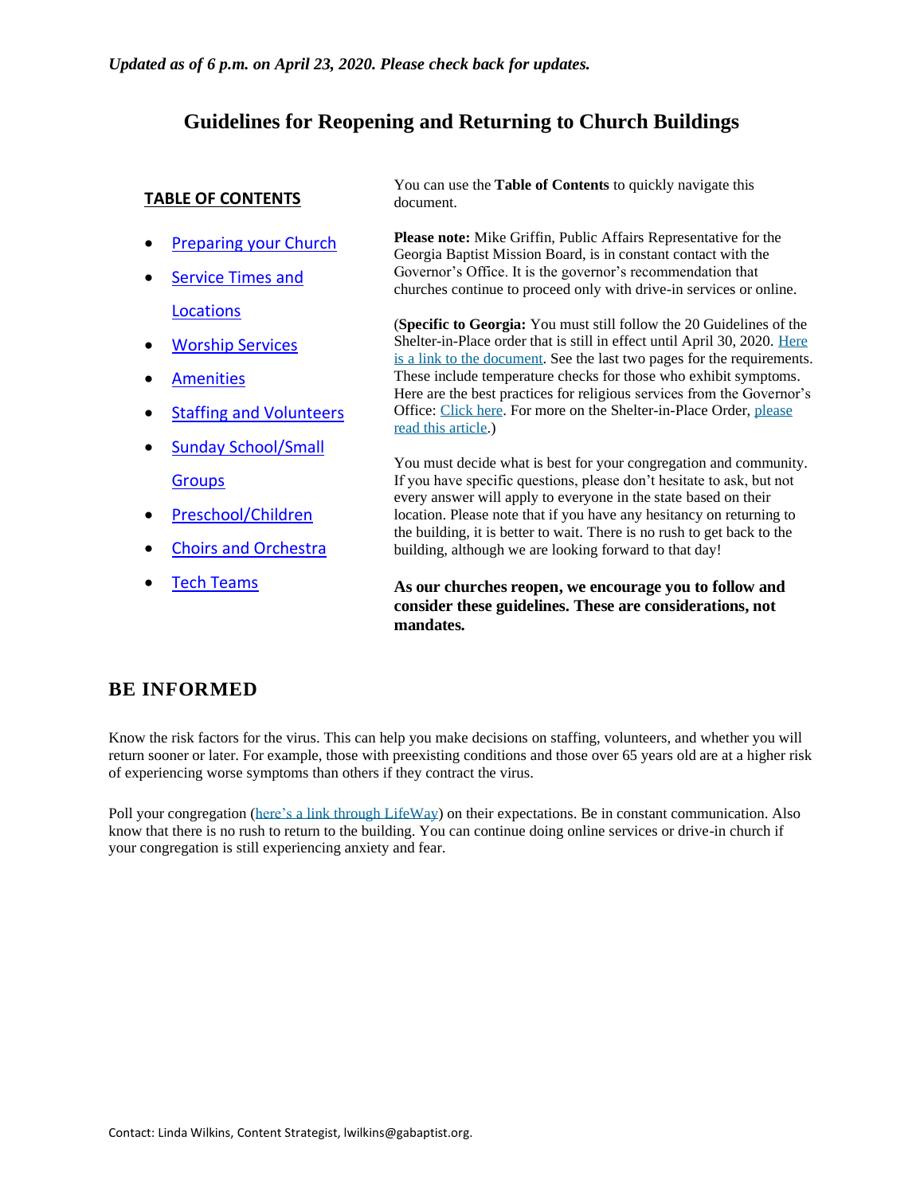*Updated as of 6 p.m. on April 23, 2020. Please check back for updates.*

# Guidelines for Reopening and Returning to Church Buildings

**TABLE OF CONTENTS**

- Preparing your Church
- Service Times and Locations
- Worship Services
- Amenities
- Staffing and Volunteers
- Sunday School/Small Groups
- Preschool/Children
- Choirs and Orchestra
- Tech Teams

You can use the **Table of Contents** to quickly navigate this document.

**Please note:** Mike Griffin, Public Affairs Representative for the Georgia Baptist Mission Board, is in constant contact with the Governor's Office. It is the governor's recommendation that churches continue to proceed only with drive-in services or online.

(**Specific to Georgia:** You must still follow the 20 Guidelines of the Shelter-in-Place order that is still in effect until April 30, 2020. Here is a link to the document. See the last two pages for the requirements. These include temperature checks for those who exhibit symptoms. Here are the best practices for religious services from the Governor's Office: Click here. For more on the Shelter-in-Place Order, please read this article.)

You must decide what is best for your congregation and community. If you have specific questions, please don't hesitate to ask, but not every answer will apply to everyone in the state based on their location. Please note that if you have any hesitancy on returning to the building, it is better to wait. There is no rush to get back to the building, although we are looking forward to that day!

**As our churches reopen, we encourage you to follow and consider these guidelines. These are considerations, not mandates.**

## BE INFORMED

Know the risk factors for the virus. This can help you make decisions on staffing, volunteers, and whether you will return sooner or later. For example, those with preexisting conditions and those over 65 years old are at a higher risk of experiencing worse symptoms than others if they contract the virus.

Poll your congregation (here's a link through LifeWay) on their expectations. Be in constant communication. Also know that there is no rush to return to the building. You can continue doing online services or drive-in church if your congregation is still experiencing anxiety and fear.

Contact: Linda Wilkins, Content Strategist, lwilkins@gabaptist.org.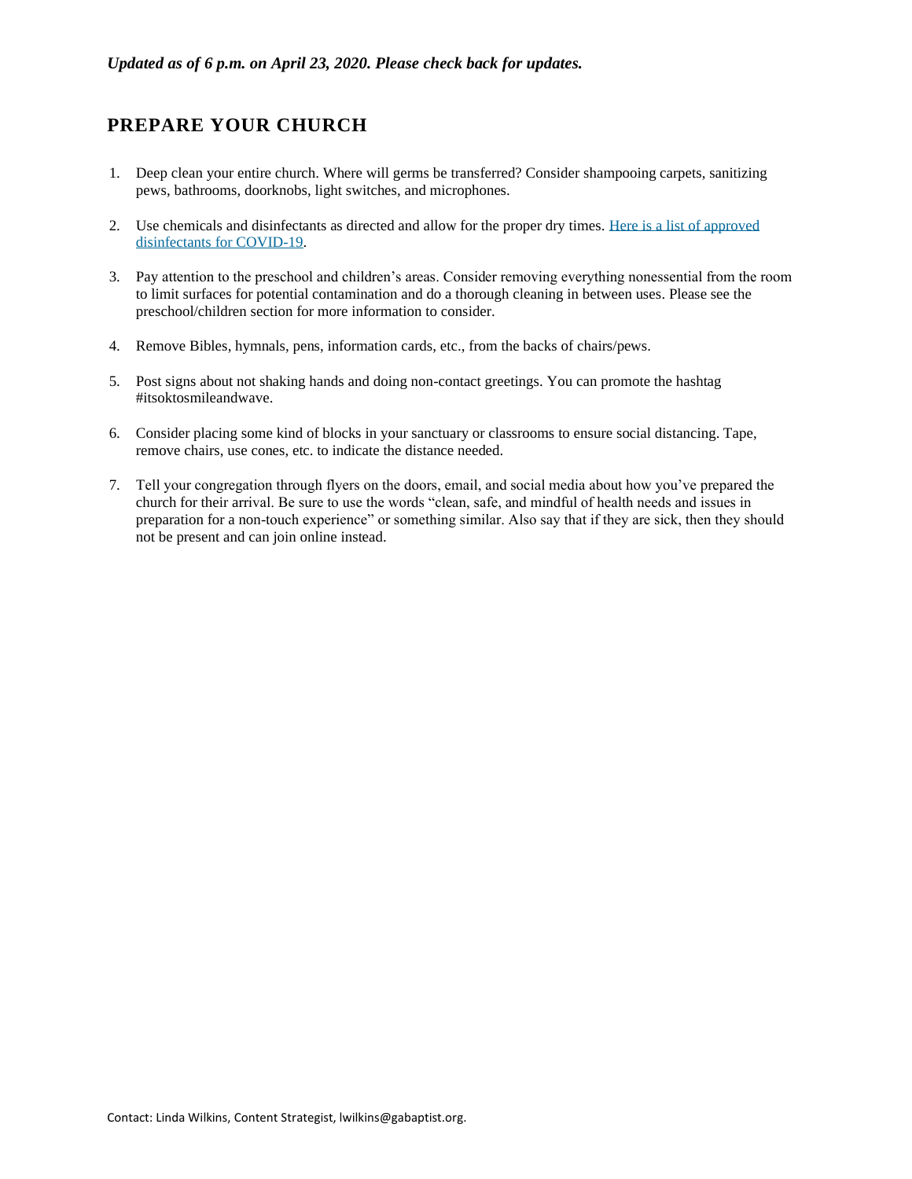***Updated as of 6 p.m. on April 23, 2020. Please check back for updates.***

## PREPARE YOUR CHURCH

1. Deep clean your entire church. Where will germs be transferred? Consider shampooing carpets, sanitizing pews, bathrooms, doorknobs, light switches, and microphones.

2. Use chemicals and disinfectants as directed and allow for the proper dry times. [Here is a list of approved disinfectants for COVID-19](#).

3. Pay attention to the preschool and children's areas. Consider removing everything nonessential from the room to limit surfaces for potential contamination and do a thorough cleaning in between uses. Please see the preschool/children section for more information to consider.

4. Remove Bibles, hymnals, pens, information cards, etc., from the backs of chairs/pews.

5. Post signs about not shaking hands and doing non-contact greetings. You can promote the hashtag #itsoktosmileandwave.

6. Consider placing some kind of blocks in your sanctuary or classrooms to ensure social distancing. Tape, remove chairs, use cones, etc. to indicate the distance needed.

7. Tell your congregation through flyers on the doors, email, and social media about how you've prepared the church for their arrival. Be sure to use the words "clean, safe, and mindful of health needs and issues in preparation for a non-touch experience" or something similar. Also say that if they are sick, then they should not be present and can join online instead.

Contact: Linda Wilkins, Content Strategist, lwilkins@gabaptist.org.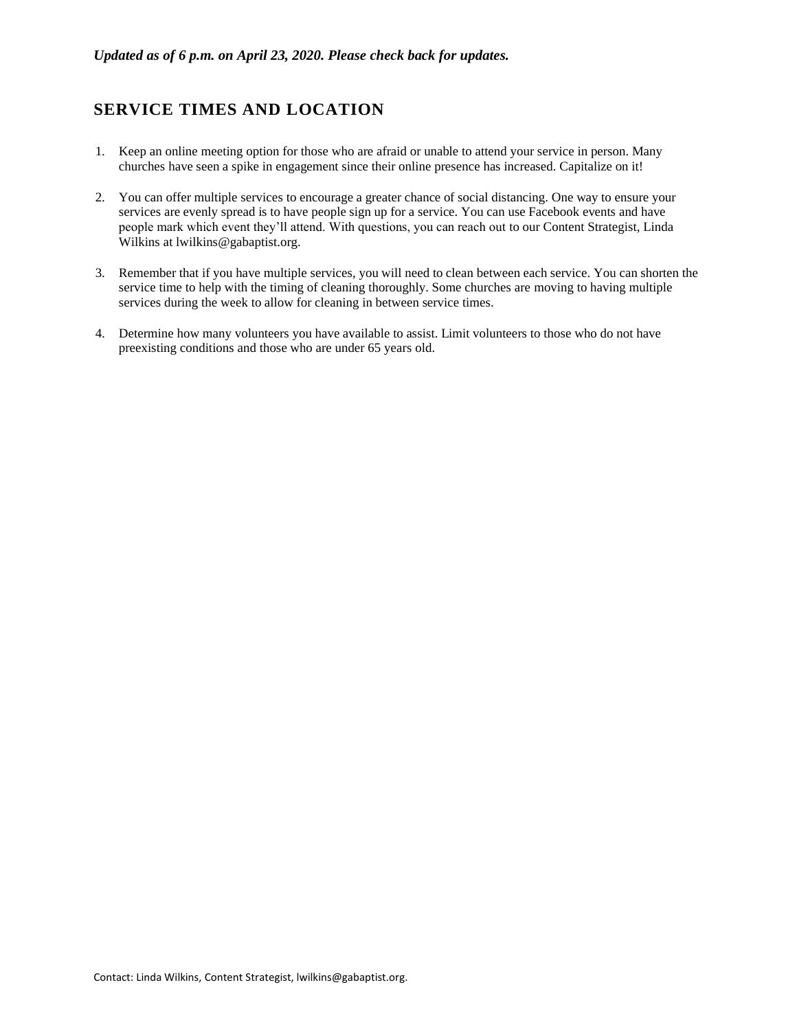*Updated as of 6 p.m. on April 23, 2020. Please check back for updates.*

## SERVICE TIMES AND LOCATION

1. Keep an online meeting option for those who are afraid or unable to attend your service in person. Many churches have seen a spike in engagement since their online presence has increased. Capitalize on it!

2. You can offer multiple services to encourage a greater chance of social distancing. One way to ensure your services are evenly spread is to have people sign up for a service. You can use Facebook events and have people mark which event they'll attend. With questions, you can reach out to our Content Strategist, Linda Wilkins at lwilkins@gabaptist.org.

3. Remember that if you have multiple services, you will need to clean between each service. You can shorten the service time to help with the timing of cleaning thoroughly. Some churches are moving to having multiple services during the week to allow for cleaning in between service times.

4. Determine how many volunteers you have available to assist. Limit volunteers to those who do not have preexisting conditions and those who are under 65 years old.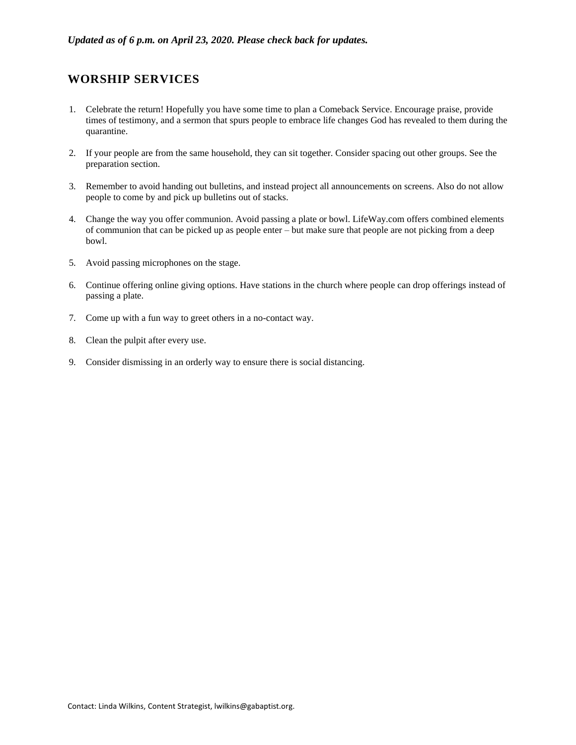***Updated as of 6 p.m. on April 23, 2020. Please check back for updates.***

## WORSHIP SERVICES

1. Celebrate the return! Hopefully you have some time to plan a Comeback Service. Encourage praise, provide times of testimony, and a sermon that spurs people to embrace life changes God has revealed to them during the quarantine.

2. If your people are from the same household, they can sit together. Consider spacing out other groups. See the preparation section.

3. Remember to avoid handing out bulletins, and instead project all announcements on screens. Also do not allow people to come by and pick up bulletins out of stacks.

4. Change the way you offer communion. Avoid passing a plate or bowl. LifeWay.com offers combined elements of communion that can be picked up as people enter – but make sure that people are not picking from a deep bowl.

5. Avoid passing microphones on the stage.

6. Continue offering online giving options. Have stations in the church where people can drop offerings instead of passing a plate.

7. Come up with a fun way to greet others in a no-contact way.

8. Clean the pulpit after every use.

9. Consider dismissing in an orderly way to ensure there is social distancing.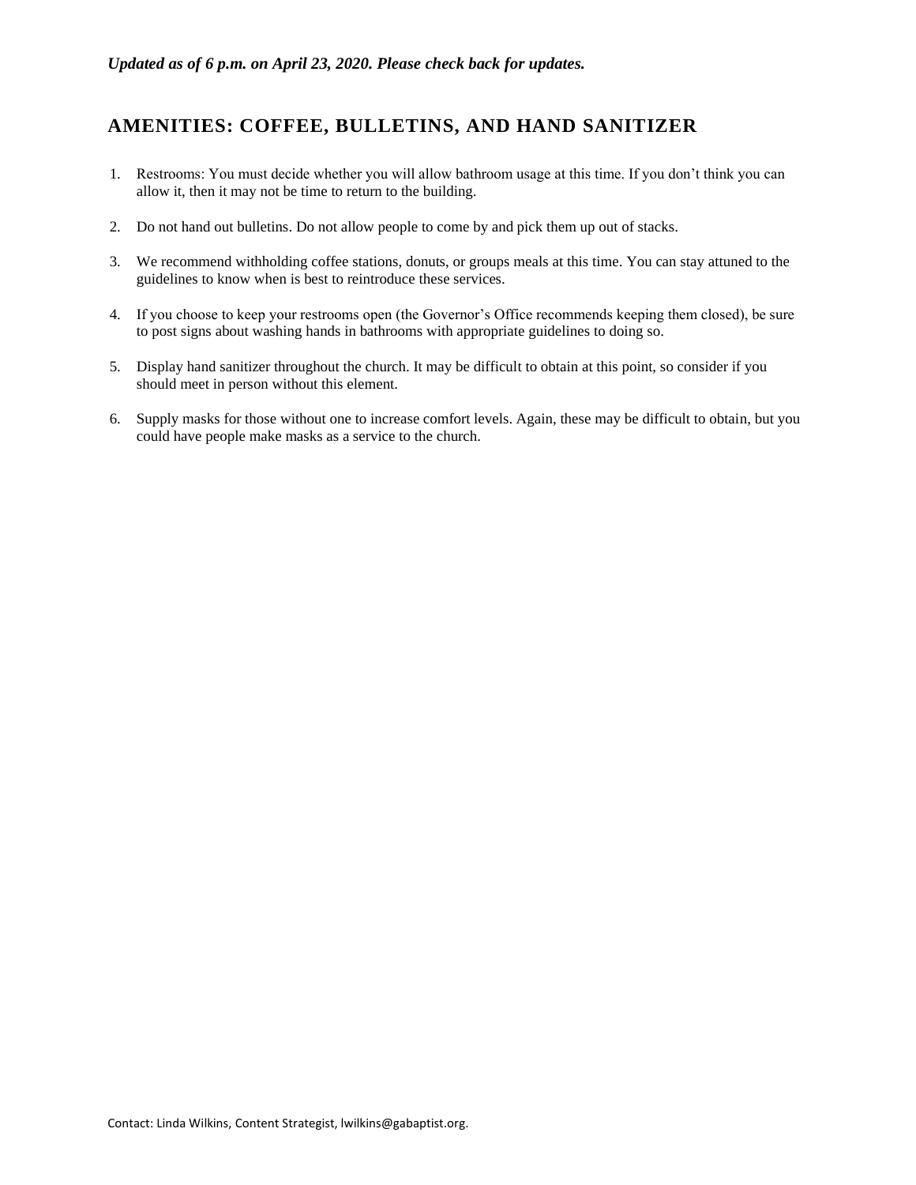*Updated as of 6 p.m. on April 23, 2020. Please check back for updates.*

## AMENITIES: COFFEE, BULLETINS, AND HAND SANITIZER

1. Restrooms: You must decide whether you will allow bathroom usage at this time. If you don't think you can allow it, then it may not be time to return to the building.
2. Do not hand out bulletins. Do not allow people to come by and pick them up out of stacks.
3. We recommend withholding coffee stations, donuts, or groups meals at this time. You can stay attuned to the guidelines to know when is best to reintroduce these services.
4. If you choose to keep your restrooms open (the Governor's Office recommends keeping them closed), be sure to post signs about washing hands in bathrooms with appropriate guidelines to doing so.
5. Display hand sanitizer throughout the church. It may be difficult to obtain at this point, so consider if you should meet in person without this element.
6. Supply masks for those without one to increase comfort levels. Again, these may be difficult to obtain, but you could have people make masks as a service to the church.

Contact: Linda Wilkins, Content Strategist, lwilkins@gabaptist.org.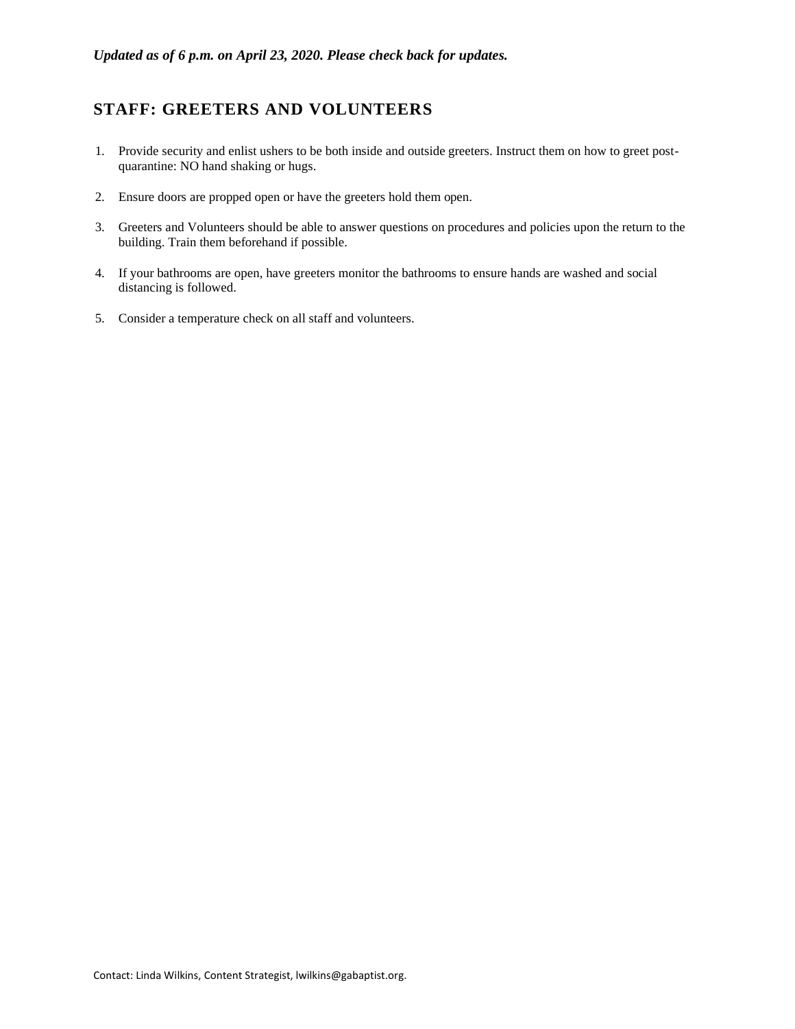***Updated as of 6 p.m. on April 23, 2020. Please check back for updates.***

## STAFF: GREETERS AND VOLUNTEERS

1. Provide security and enlist ushers to be both inside and outside greeters. Instruct them on how to greet post-quarantine: NO hand shaking or hugs.
2. Ensure doors are propped open or have the greeters hold them open.
3. Greeters and Volunteers should be able to answer questions on procedures and policies upon the return to the building. Train them beforehand if possible.
4. If your bathrooms are open, have greeters monitor the bathrooms to ensure hands are washed and social distancing is followed.
5. Consider a temperature check on all staff and volunteers.

Contact: Linda Wilkins, Content Strategist, lwilkins@gabaptist.org.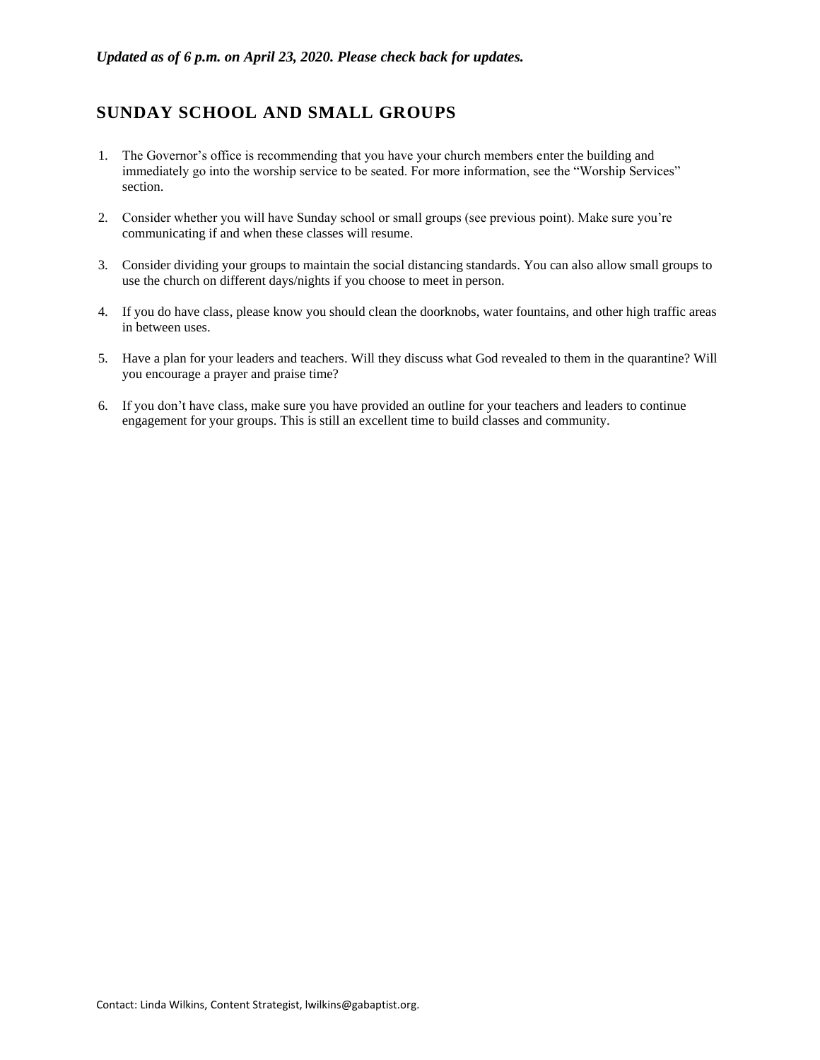*Updated as of 6 p.m. on April 23, 2020. Please check back for updates.*

## SUNDAY SCHOOL AND SMALL GROUPS

1. The Governor's office is recommending that you have your church members enter the building and immediately go into the worship service to be seated. For more information, see the "Worship Services" section.

2. Consider whether you will have Sunday school or small groups (see previous point). Make sure you're communicating if and when these classes will resume.

3. Consider dividing your groups to maintain the social distancing standards. You can also allow small groups to use the church on different days/nights if you choose to meet in person.

4. If you do have class, please know you should clean the doorknobs, water fountains, and other high traffic areas in between uses.

5. Have a plan for your leaders and teachers. Will they discuss what God revealed to them in the quarantine? Will you encourage a prayer and praise time?

6. If you don't have class, make sure you have provided an outline for your teachers and leaders to continue engagement for your groups. This is still an excellent time to build classes and community.

Contact: Linda Wilkins, Content Strategist, lwilkins@gabaptist.org.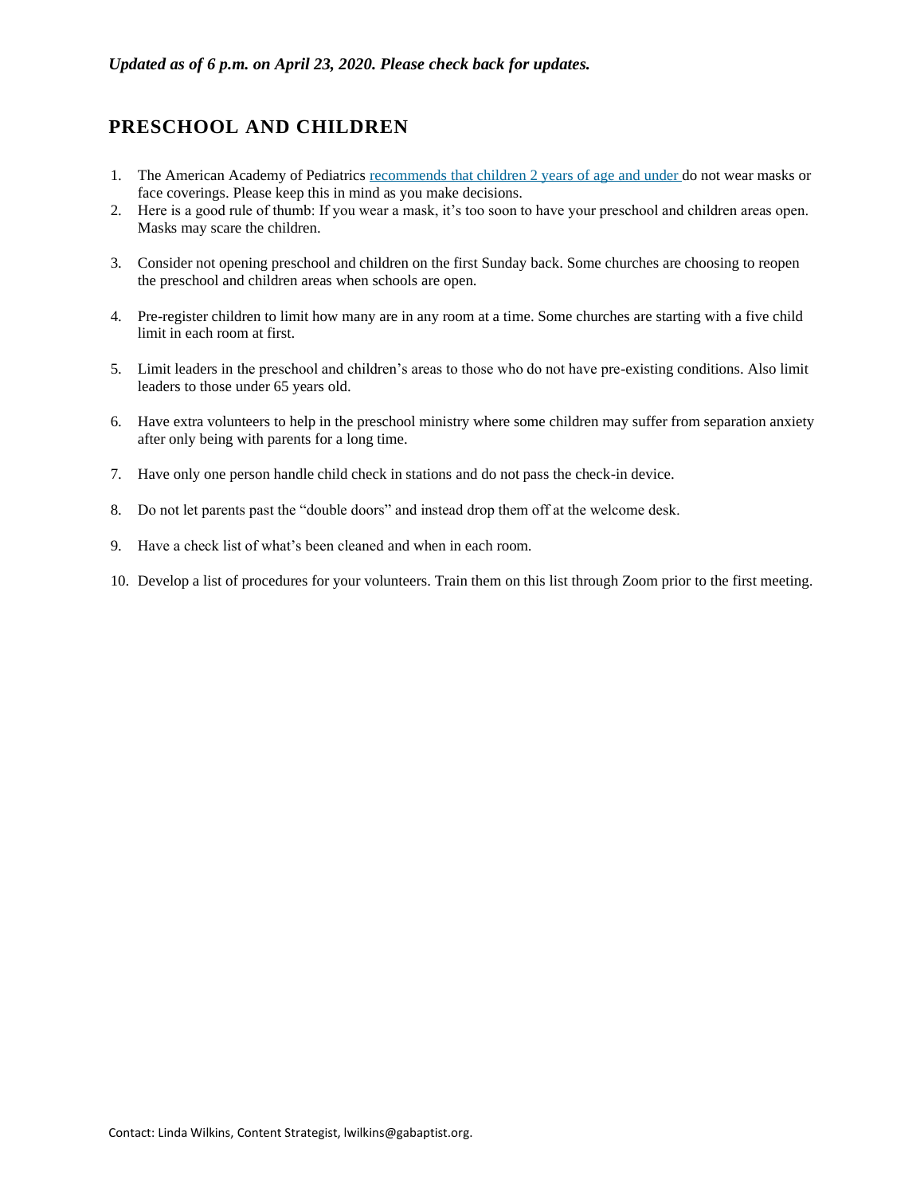***Updated as of 6 p.m. on April 23, 2020. Please check back for updates.***

## PRESCHOOL AND CHILDREN

1. The American Academy of Pediatrics recommends that children 2 years of age and under do not wear masks or face coverings. Please keep this in mind as you make decisions.
2. Here is a good rule of thumb: If you wear a mask, it's too soon to have your preschool and children areas open. Masks may scare the children.
3. Consider not opening preschool and children on the first Sunday back. Some churches are choosing to reopen the preschool and children areas when schools are open.
4. Pre-register children to limit how many are in any room at a time. Some churches are starting with a five child limit in each room at first.
5. Limit leaders in the preschool and children's areas to those who do not have pre-existing conditions. Also limit leaders to those under 65 years old.
6. Have extra volunteers to help in the preschool ministry where some children may suffer from separation anxiety after only being with parents for a long time.
7. Have only one person handle child check in stations and do not pass the check-in device.
8. Do not let parents past the "double doors" and instead drop them off at the welcome desk.
9. Have a check list of what's been cleaned and when in each room.
10. Develop a list of procedures for your volunteers. Train them on this list through Zoom prior to the first meeting.

Contact: Linda Wilkins, Content Strategist, lwilkins@gabaptist.org.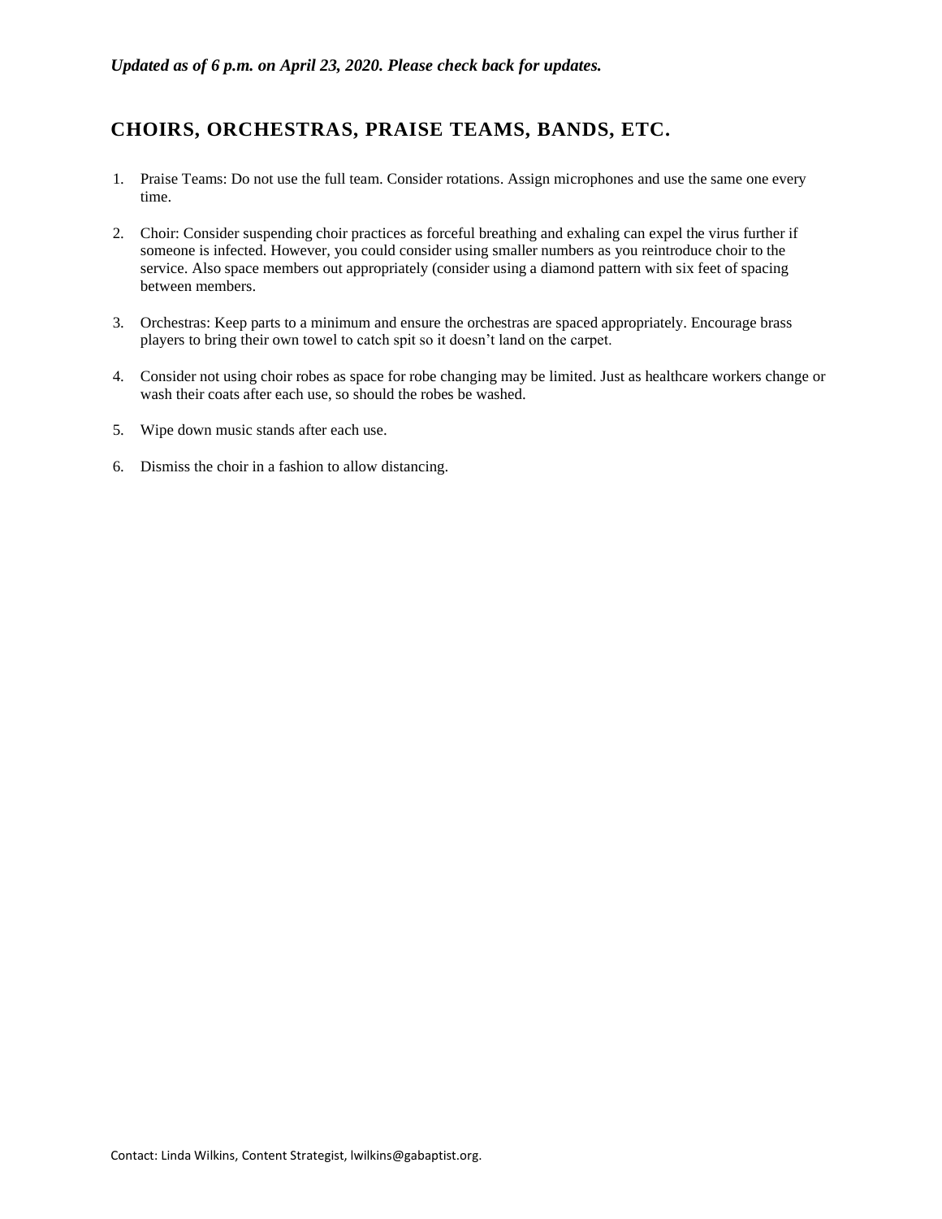*Updated as of 6 p.m. on April 23, 2020. Please check back for updates.*

## CHOIRS, ORCHESTRAS, PRAISE TEAMS, BANDS, ETC.

1. Praise Teams: Do not use the full team. Consider rotations. Assign microphones and use the same one every time.

2. Choir: Consider suspending choir practices as forceful breathing and exhaling can expel the virus further if someone is infected. However, you could consider using smaller numbers as you reintroduce choir to the service. Also space members out appropriately (consider using a diamond pattern with six feet of spacing between members.

3. Orchestras: Keep parts to a minimum and ensure the orchestras are spaced appropriately. Encourage brass players to bring their own towel to catch spit so it doesn't land on the carpet.

4. Consider not using choir robes as space for robe changing may be limited. Just as healthcare workers change or wash their coats after each use, so should the robes be washed.

5. Wipe down music stands after each use.

6. Dismiss the choir in a fashion to allow distancing.

Contact: Linda Wilkins, Content Strategist, lwilkins@gabaptist.org.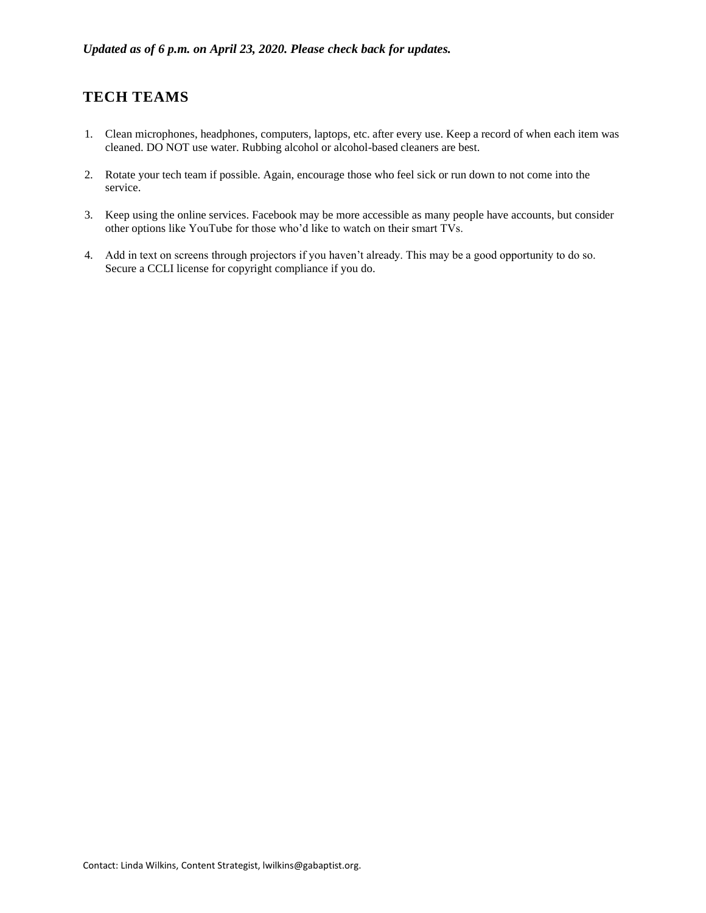*Updated as of 6 p.m. on April 23, 2020. Please check back for updates.*

## TECH TEAMS

1. Clean microphones, headphones, computers, laptops, etc. after every use. Keep a record of when each item was cleaned. DO NOT use water. Rubbing alcohol or alcohol-based cleaners are best.

2. Rotate your tech team if possible. Again, encourage those who feel sick or run down to not come into the service.

3. Keep using the online services. Facebook may be more accessible as many people have accounts, but consider other options like YouTube for those who'd like to watch on their smart TVs.

4. Add in text on screens through projectors if you haven't already. This may be a good opportunity to do so. Secure a CCLI license for copyright compliance if you do.

Contact: Linda Wilkins, Content Strategist, lwilkins@gabaptist.org.